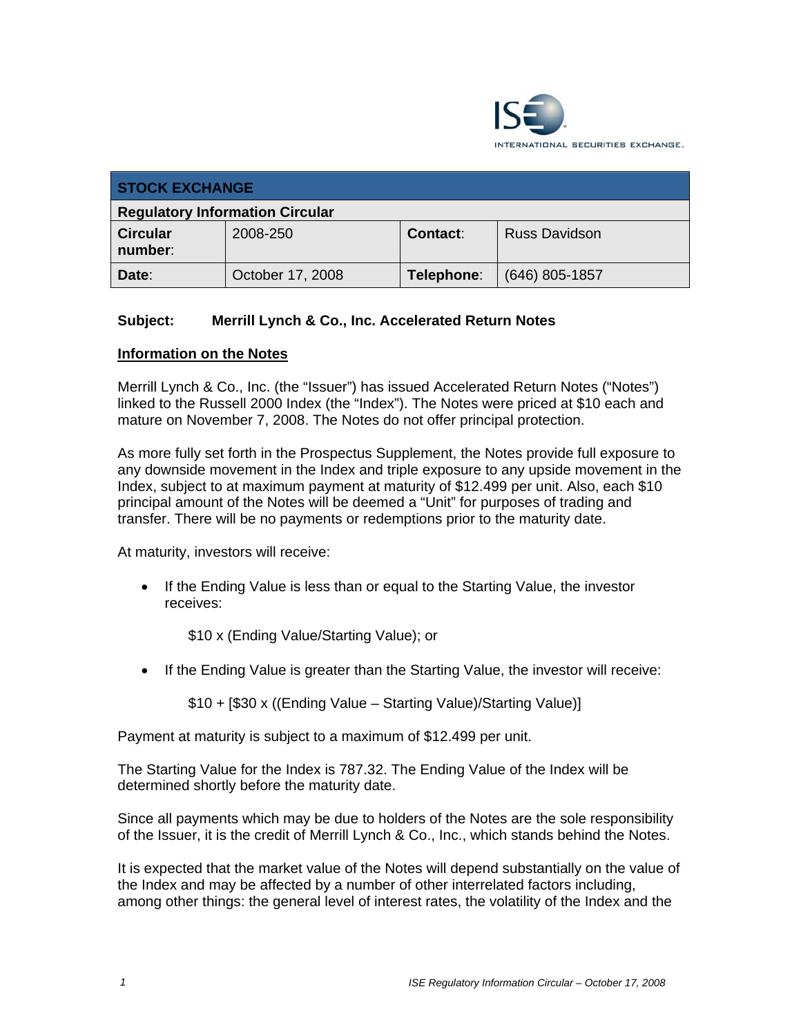| STOCK EXCHANGE | | | |
|---|---|---|---|
| **Regulatory Information Circular** | | | |
| **Circular number:** | 2008-250 | **Contact:** | Russ Davidson |
| **Date:** | October 17, 2008 | **Telephone:** | (646) 805-1857 |

**Subject: Merrill Lynch & Co., Inc. Accelerated Return Notes**

**Information on the Notes**

Merrill Lynch & Co., Inc. (the "Issuer") has issued Accelerated Return Notes ("Notes") linked to the Russell 2000 Index (the "Index"). The Notes were priced at $10 each and mature on November 7, 2008. The Notes do not offer principal protection.

As more fully set forth in the Prospectus Supplement, the Notes provide full exposure to any downside movement in the Index and triple exposure to any upside movement in the Index, subject to at maximum payment at maturity of $12.499 per unit. Also, each $10 principal amount of the Notes will be deemed a "Unit" for purposes of trading and transfer. There will be no payments or redemptions prior to the maturity date.

At maturity, investors will receive:

- If the Ending Value is less than or equal to the Starting Value, the investor receives:

  $10 x (Ending Value/Starting Value); or

- If the Ending Value is greater than the Starting Value, the investor will receive:

  $10 + [$30 x ((Ending Value – Starting Value)/Starting Value)]

Payment at maturity is subject to a maximum of $12.499 per unit.

The Starting Value for the Index is 787.32. The Ending Value of the Index will be determined shortly before the maturity date.

Since all payments which may be due to holders of the Notes are the sole responsibility of the Issuer, it is the credit of Merrill Lynch & Co., Inc., which stands behind the Notes.

It is expected that the market value of the Notes will depend substantially on the value of the Index and may be affected by a number of other interrelated factors including, among other things: the general level of interest rates, the volatility of the Index and the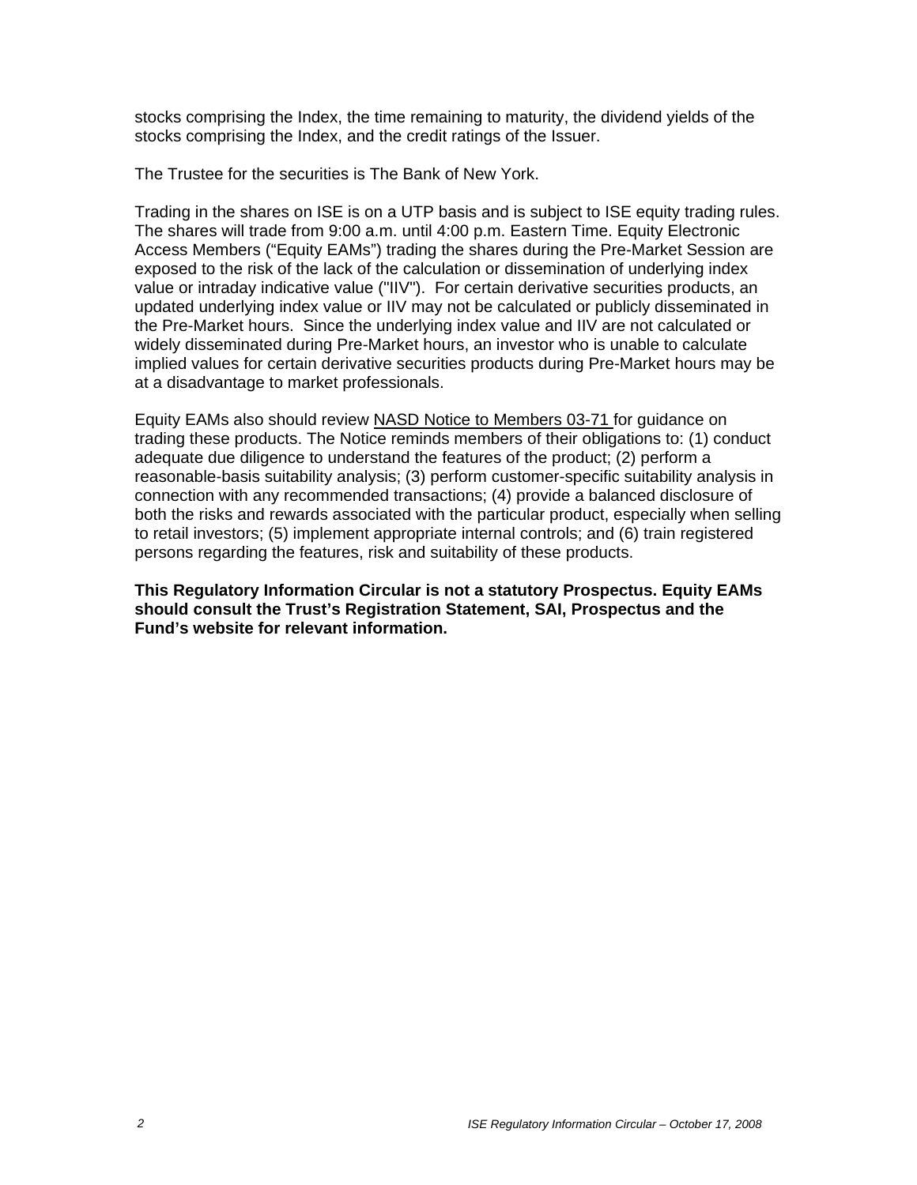stocks comprising the Index, the time remaining to maturity, the dividend yields of the stocks comprising the Index, and the credit ratings of the Issuer.

The Trustee for the securities is The Bank of New York.

Trading in the shares on ISE is on a UTP basis and is subject to ISE equity trading rules. The shares will trade from 9:00 a.m. until 4:00 p.m. Eastern Time. Equity Electronic Access Members ("Equity EAMs") trading the shares during the Pre-Market Session are exposed to the risk of the lack of the calculation or dissemination of underlying index value or intraday indicative value ("IIV"). For certain derivative securities products, an updated underlying index value or IIV may not be calculated or publicly disseminated in the Pre-Market hours. Since the underlying index value and IIV are not calculated or widely disseminated during Pre-Market hours, an investor who is unable to calculate implied values for certain derivative securities products during Pre-Market hours may be at a disadvantage to market professionals.

Equity EAMs also should review NASD Notice to Members 03-71 for guidance on trading these products. The Notice reminds members of their obligations to: (1) conduct adequate due diligence to understand the features of the product; (2) perform a reasonable-basis suitability analysis; (3) perform customer-specific suitability analysis in connection with any recommended transactions; (4) provide a balanced disclosure of both the risks and rewards associated with the particular product, especially when selling to retail investors; (5) implement appropriate internal controls; and (6) train registered persons regarding the features, risk and suitability of these products.

**This Regulatory Information Circular is not a statutory Prospectus. Equity EAMs should consult the Trust's Registration Statement, SAI, Prospectus and the Fund's website for relevant information.**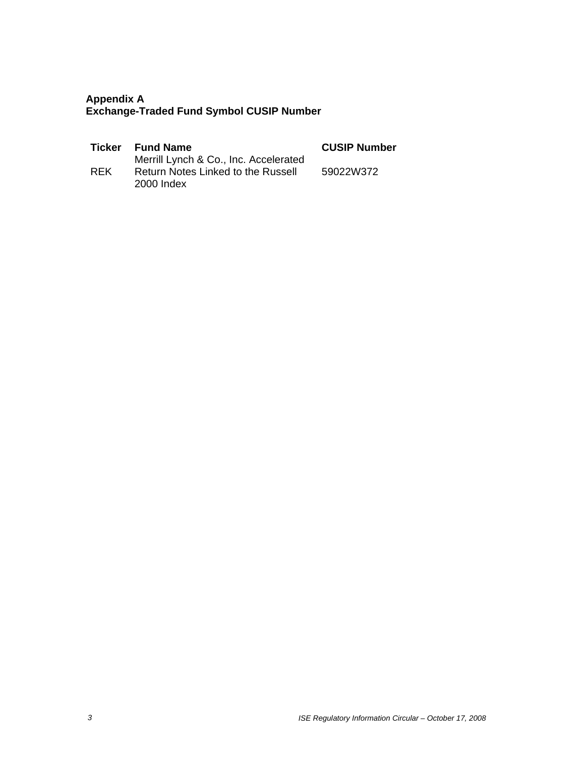**Appendix A**
**Exchange-Traded Fund Symbol CUSIP Number**

| Ticker | Fund Name | CUSIP Number |
|---|---|---|
| REK | Merrill Lynch & Co., Inc. Accelerated Return Notes Linked to the Russell 2000 Index | 59022W372 |